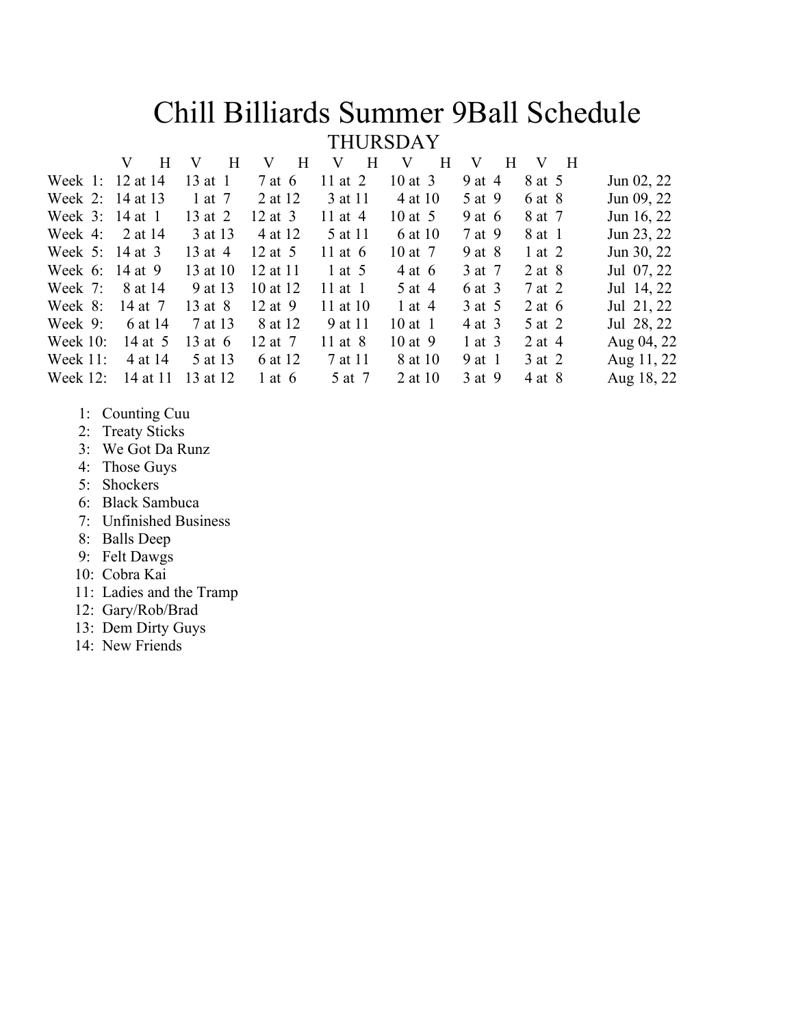# Chill Billiards Summer 9Ball Schedule

## THURSDAY

| | V H | V H | V H | V H | V H | V H | V H | |
|---|---|---|---|---|---|---|---|---|
| Week 1: | 12 at 14 | 13 at 1 | 7 at 6 | 11 at 2 | 10 at 3 | 9 at 4 | 8 at 5 | Jun 02, 22 |
| Week 2: | 14 at 13 | 1 at 7 | 2 at 12 | 3 at 11 | 4 at 10 | 5 at 9 | 6 at 8 | Jun 09, 22 |
| Week 3: | 14 at 1 | 13 at 2 | 12 at 3 | 11 at 4 | 10 at 5 | 9 at 6 | 8 at 7 | Jun 16, 22 |
| Week 4: | 2 at 14 | 3 at 13 | 4 at 12 | 5 at 11 | 6 at 10 | 7 at 9 | 8 at 1 | Jun 23, 22 |
| Week 5: | 14 at 3 | 13 at 4 | 12 at 5 | 11 at 6 | 10 at 7 | 9 at 8 | 1 at 2 | Jun 30, 22 |
| Week 6: | 14 at 9 | 13 at 10 | 12 at 11 | 1 at 5 | 4 at 6 | 3 at 7 | 2 at 8 | Jul 07, 22 |
| Week 7: | 8 at 14 | 9 at 13 | 10 at 12 | 11 at 1 | 5 at 4 | 6 at 3 | 7 at 2 | Jul 14, 22 |
| Week 8: | 14 at 7 | 13 at 8 | 12 at 9 | 11 at 10 | 1 at 4 | 3 at 5 | 2 at 6 | Jul 21, 22 |
| Week 9: | 6 at 14 | 7 at 13 | 8 at 12 | 9 at 11 | 10 at 1 | 4 at 3 | 5 at 2 | Jul 28, 22 |
| Week 10: | 14 at 5 | 13 at 6 | 12 at 7 | 11 at 8 | 10 at 9 | 1 at 3 | 2 at 4 | Aug 04, 22 |
| Week 11: | 4 at 14 | 5 at 13 | 6 at 12 | 7 at 11 | 8 at 10 | 9 at 1 | 3 at 2 | Aug 11, 22 |
| Week 12: | 14 at 11 | 13 at 12 | 1 at 6 | 5 at 7 | 2 at 10 | 3 at 9 | 4 at 8 | Aug 18, 22 |

1: Counting Cuu
2: Treaty Sticks
3: We Got Da Runz
4: Those Guys
5: Shockers
6: Black Sambuca
7: Unfinished Business
8: Balls Deep
9: Felt Dawgs
10: Cobra Kai
11: Ladies and the Tramp
12: Gary/Rob/Brad
13: Dem Dirty Guys
14: New Friends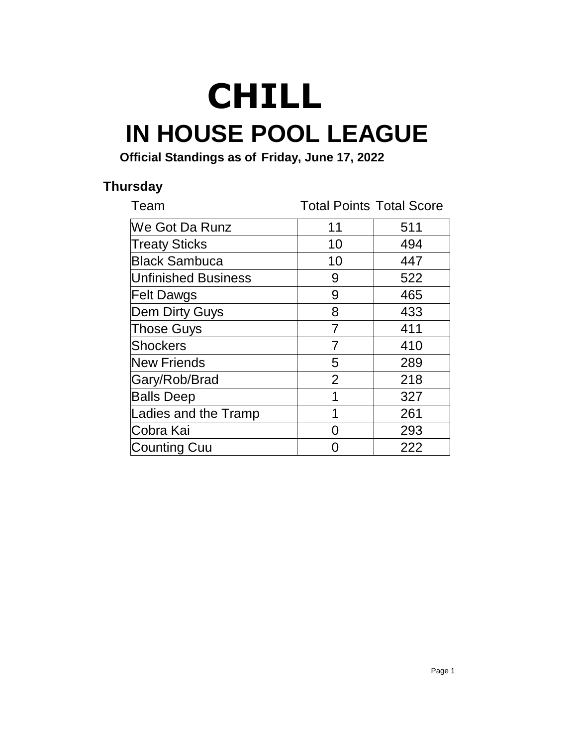# CHILL

# IN HOUSE POOL LEAGUE

**Official Standings as of Friday, June 17, 2022**

### Thursday

| Team | Total Points | Total Score |
|---|---|---|
| We Got Da Runz | 11 | 511 |
| Treaty Sticks | 10 | 494 |
| Black Sambuca | 10 | 447 |
| Unfinished Business | 9 | 522 |
| Felt Dawgs | 9 | 465 |
| Dem Dirty Guys | 8 | 433 |
| Those Guys | 7 | 411 |
| Shockers | 7 | 410 |
| New Friends | 5 | 289 |
| Gary/Rob/Brad | 2 | 218 |
| Balls Deep | 1 | 327 |
| Ladies and the Tramp | 1 | 261 |
| Cobra Kai | 0 | 293 |
| Counting Cuu | 0 | 222 |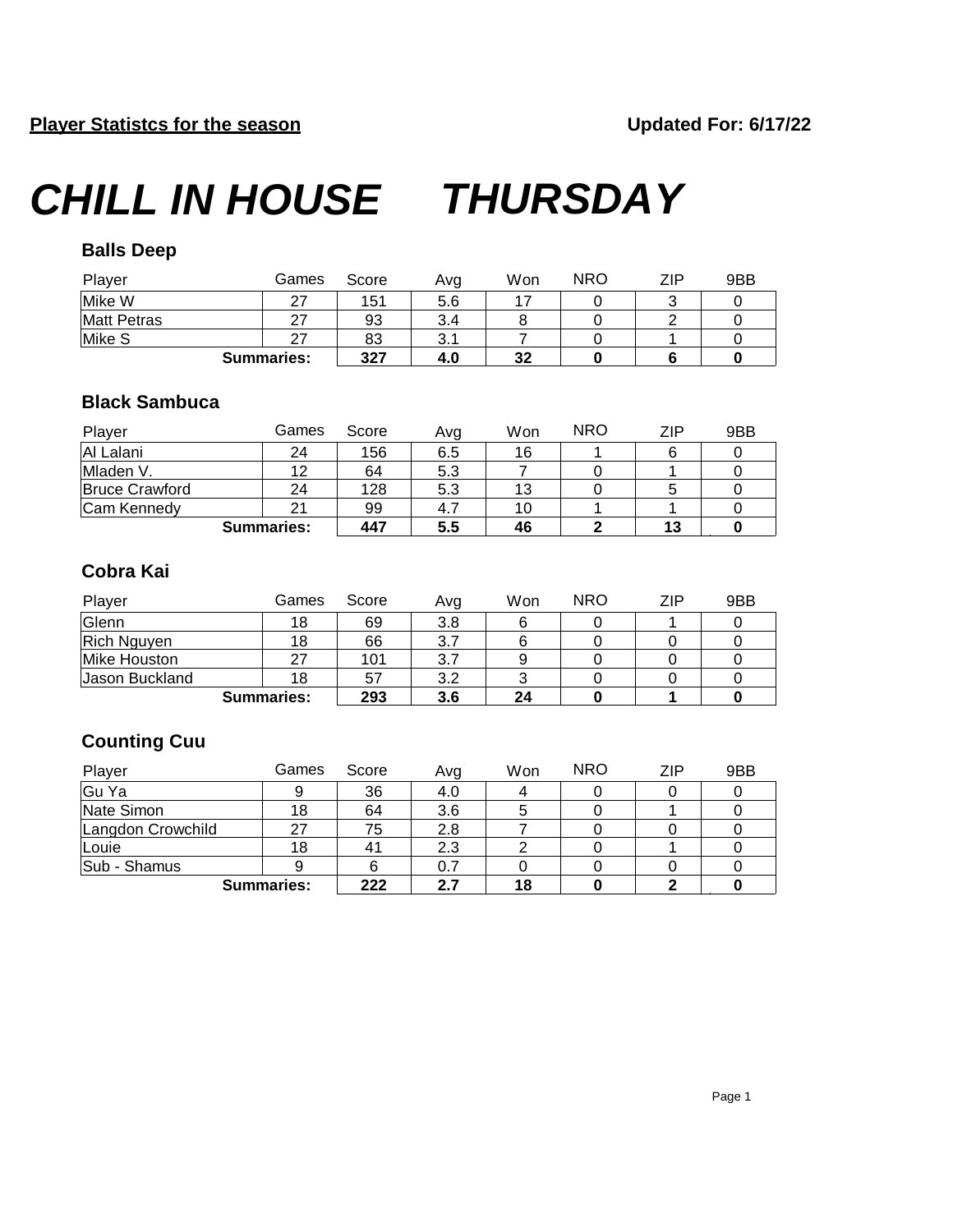**Player Statistcs for the season** **Updated For: 6/17/22**

# *CHILL IN HOUSE THURSDAY*

### Balls Deep

| Player | Games | Score | Avg | Won | NRO | ZIP | 9BB |
|---|---|---|---|---|---|---|---|
| Mike W | 27 | 151 | 5.6 | 17 | 0 | 3 | 0 |
| Matt Petras | 27 | 93 | 3.4 | 8 | 0 | 2 | 0 |
| Mike S | 27 | 83 | 3.1 | 7 | 0 | 1 | 0 |
| **Summaries:** | | **327** | **4.0** | **32** | **0** | **6** | **0** |

### Black Sambuca

| Player | Games | Score | Avg | Won | NRO | ZIP | 9BB |
|---|---|---|---|---|---|---|---|
| Al Lalani | 24 | 156 | 6.5 | 16 | 1 | 6 | 0 |
| Mladen V. | 12 | 64 | 5.3 | 7 | 0 | 1 | 0 |
| Bruce Crawford | 24 | 128 | 5.3 | 13 | 0 | 5 | 0 |
| Cam Kennedy | 21 | 99 | 4.7 | 10 | 1 | 1 | 0 |
| **Summaries:** | | **447** | **5.5** | **46** | **2** | **13** | **0** |

### Cobra Kai

| Player | Games | Score | Avg | Won | NRO | ZIP | 9BB |
|---|---|---|---|---|---|---|---|
| Glenn | 18 | 69 | 3.8 | 6 | 0 | 1 | 0 |
| Rich Nguyen | 18 | 66 | 3.7 | 6 | 0 | 0 | 0 |
| Mike Houston | 27 | 101 | 3.7 | 9 | 0 | 0 | 0 |
| Jason Buckland | 18 | 57 | 3.2 | 3 | 0 | 0 | 0 |
| **Summaries:** | | **293** | **3.6** | **24** | **0** | **1** | **0** |

### Counting Cuu

| Player | Games | Score | Avg | Won | NRO | ZIP | 9BB |
|---|---|---|---|---|---|---|---|
| Gu Ya | 9 | 36 | 4.0 | 4 | 0 | 0 | 0 |
| Nate Simon | 18 | 64 | 3.6 | 5 | 0 | 1 | 0 |
| Langdon Crowchild | 27 | 75 | 2.8 | 7 | 0 | 0 | 0 |
| Louie | 18 | 41 | 2.3 | 2 | 0 | 1 | 0 |
| Sub - Shamus | 9 | 6 | 0.7 | 0 | 0 | 0 | 0 |
| **Summaries:** | | **222** | **2.7** | **18** | **0** | **2** | **0** |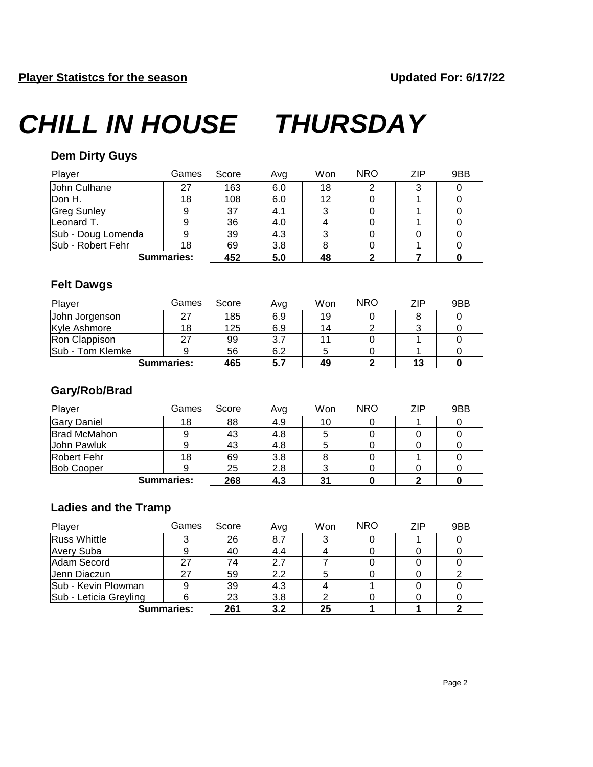**Player Statistcs for the season** **Updated For: 6/17/22**

# *CHILL IN HOUSE THURSDAY*

### Dem Dirty Guys

| Player | Games | Score | Avg | Won | NRO | ZIP | 9BB |
|---|---|---|---|---|---|---|---|
| John Culhane | 27 | 163 | 6.0 | 18 | 2 | 3 | 0 |
| Don H. | 18 | 108 | 6.0 | 12 | 0 | 1 | 0 |
| Greg Sunley | 9 | 37 | 4.1 | 3 | 0 | 1 | 0 |
| Leonard T. | 9 | 36 | 4.0 | 4 | 0 | 1 | 0 |
| Sub - Doug Lomenda | 9 | 39 | 4.3 | 3 | 0 | 0 | 0 |
| Sub - Robert Fehr | 18 | 69 | 3.8 | 8 | 0 | 1 | 0 |
| **Summaries:** | | **452** | **5.0** | **48** | **2** | **7** | **0** |

### Felt Dawgs

| Player | Games | Score | Avg | Won | NRO | ZIP | 9BB |
|---|---|---|---|---|---|---|---|
| John Jorgenson | 27 | 185 | 6.9 | 19 | 0 | 8 | 0 |
| Kyle Ashmore | 18 | 125 | 6.9 | 14 | 2 | 3 | 0 |
| Ron Clappison | 27 | 99 | 3.7 | 11 | 0 | 1 | 0 |
| Sub - Tom Klemke | 9 | 56 | 6.2 | 5 | 0 | 1 | 0 |
| **Summaries:** | | **465** | **5.7** | **49** | **2** | **13** | **0** |

### Gary/Rob/Brad

| Player | Games | Score | Avg | Won | NRO | ZIP | 9BB |
|---|---|---|---|---|---|---|---|
| Gary Daniel | 18 | 88 | 4.9 | 10 | 0 | 1 | 0 |
| Brad McMahon | 9 | 43 | 4.8 | 5 | 0 | 0 | 0 |
| John Pawluk | 9 | 43 | 4.8 | 5 | 0 | 0 | 0 |
| Robert Fehr | 18 | 69 | 3.8 | 8 | 0 | 1 | 0 |
| Bob Cooper | 9 | 25 | 2.8 | 3 | 0 | 0 | 0 |
| **Summaries:** | | **268** | **4.3** | **31** | **0** | **2** | **0** |

### Ladies and the Tramp

| Player | Games | Score | Avg | Won | NRO | ZIP | 9BB |
|---|---|---|---|---|---|---|---|
| Russ Whittle | 3 | 26 | 8.7 | 3 | 0 | 1 | 0 |
| Avery Suba | 9 | 40 | 4.4 | 4 | 0 | 0 | 0 |
| Adam Secord | 27 | 74 | 2.7 | 7 | 0 | 0 | 0 |
| Jenn Diaczun | 27 | 59 | 2.2 | 5 | 0 | 0 | 2 |
| Sub - Kevin Plowman | 9 | 39 | 4.3 | 4 | 1 | 0 | 0 |
| Sub - Leticia Greyling | 6 | 23 | 3.8 | 2 | 0 | 0 | 0 |
| **Summaries:** | | **261** | **3.2** | **25** | **1** | **1** | **2** |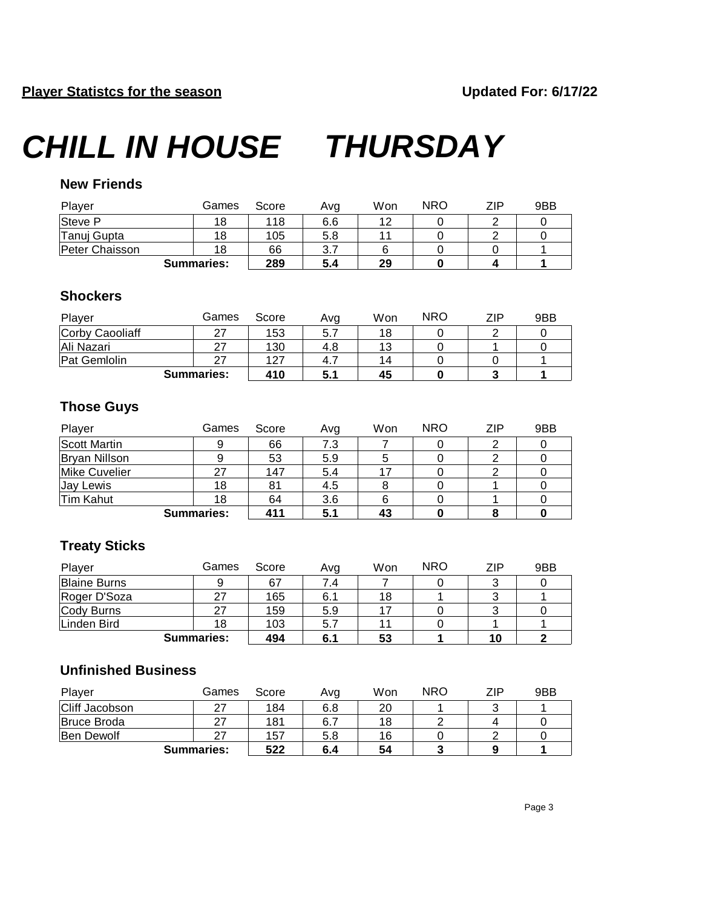**Player Statistcs for the season** **Updated For: 6/17/22**

# *CHILL IN HOUSE THURSDAY*

### New Friends

| Player | Games | Score | Avg | Won | NRO | ZIP | 9BB |
|---|---|---|---|---|---|---|---|
| Steve P | 18 | 118 | 6.6 | 12 | 0 | 2 | 0 |
| Tanuj Gupta | 18 | 105 | 5.8 | 11 | 0 | 2 | 0 |
| Peter Chaisson | 18 | 66 | 3.7 | 6 | 0 | 0 | 1 |
| **Summaries:** | | **289** | **5.4** | **29** | **0** | **4** | **1** |

### Shockers

| Player | Games | Score | Avg | Won | NRO | ZIP | 9BB |
|---|---|---|---|---|---|---|---|
| Corby Caooliaff | 27 | 153 | 5.7 | 18 | 0 | 2 | 0 |
| Ali Nazari | 27 | 130 | 4.8 | 13 | 0 | 1 | 0 |
| Pat Gemlolin | 27 | 127 | 4.7 | 14 | 0 | 0 | 1 |
| **Summaries:** | | **410** | **5.1** | **45** | **0** | **3** | **1** |

### Those Guys

| Player | Games | Score | Avg | Won | NRO | ZIP | 9BB |
|---|---|---|---|---|---|---|---|
| Scott Martin | 9 | 66 | 7.3 | 7 | 0 | 2 | 0 |
| Bryan Nillson | 9 | 53 | 5.9 | 5 | 0 | 2 | 0 |
| Mike Cuvelier | 27 | 147 | 5.4 | 17 | 0 | 2 | 0 |
| Jay Lewis | 18 | 81 | 4.5 | 8 | 0 | 1 | 0 |
| Tim Kahut | 18 | 64 | 3.6 | 6 | 0 | 1 | 0 |
| **Summaries:** | | **411** | **5.1** | **43** | **0** | **8** | **0** |

### Treaty Sticks

| Player | Games | Score | Avg | Won | NRO | ZIP | 9BB |
|---|---|---|---|---|---|---|---|
| Blaine Burns | 9 | 67 | 7.4 | 7 | 0 | 3 | 0 |
| Roger D'Soza | 27 | 165 | 6.1 | 18 | 1 | 3 | 1 |
| Cody Burns | 27 | 159 | 5.9 | 17 | 0 | 3 | 0 |
| Linden Bird | 18 | 103 | 5.7 | 11 | 0 | 1 | 1 |
| **Summaries:** | | **494** | **6.1** | **53** | **1** | **10** | **2** |

### Unfinished Business

| Player | Games | Score | Avg | Won | NRO | ZIP | 9BB |
|---|---|---|---|---|---|---|---|
| Cliff Jacobson | 27 | 184 | 6.8 | 20 | 1 | 3 | 1 |
| Bruce Broda | 27 | 181 | 6.7 | 18 | 2 | 4 | 0 |
| Ben Dewolf | 27 | 157 | 5.8 | 16 | 0 | 2 | 0 |
| **Summaries:** | | **522** | **6.4** | **54** | **3** | **9** | **1** |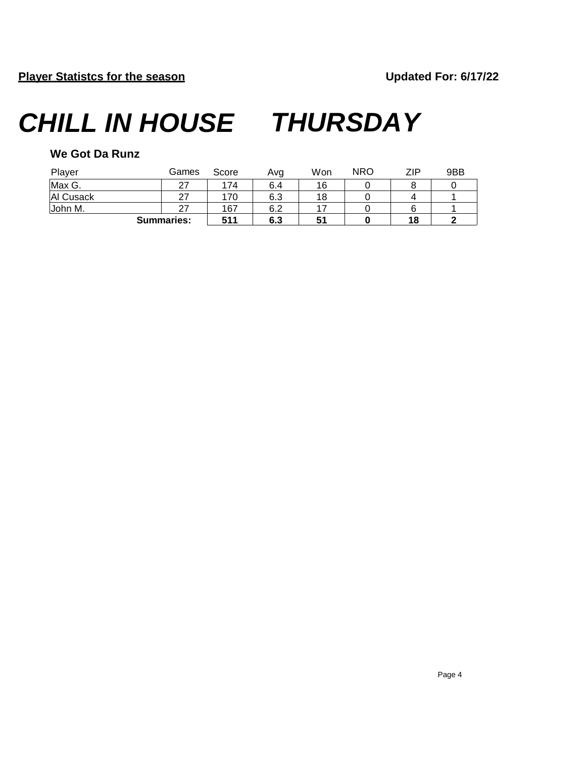**Player Statistcs for the season**

**Updated For: 6/17/22**

# *CHILL IN HOUSE THURSDAY*

### We Got Da Runz

| Player | Games | Score | Avg | Won | NRO | ZIP | 9BB |
|---|---|---|---|---|---|---|---|
| Max G. | 27 | 174 | 6.4 | 16 | 0 | 8 | 0 |
| Al Cusack | 27 | 170 | 6.3 | 18 | 0 | 4 | 1 |
| John M. | 27 | 167 | 6.2 | 17 | 0 | 6 | 1 |
| **Summaries:** | | **511** | **6.3** | **51** | **0** | **18** | **2** |